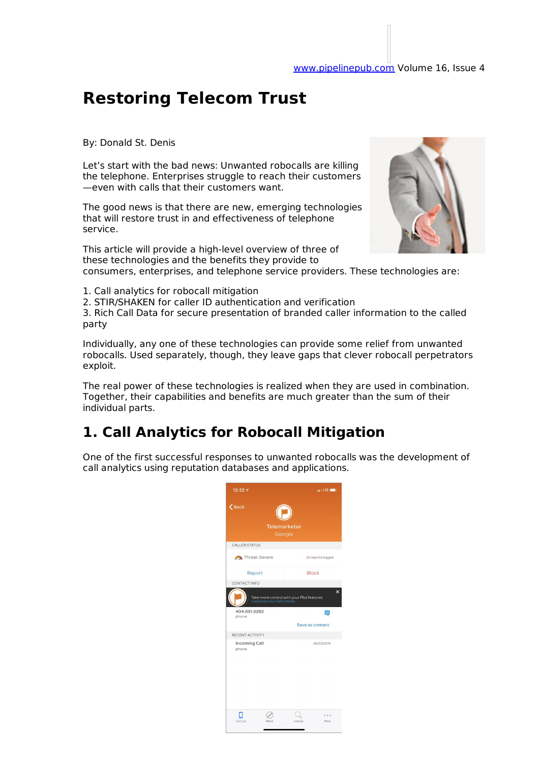# Restoring Telecom Trust

By: Donald St. Denis

Let's start with the bad news: Unwanted robocalls are killing the telephone. Enterprises struggle to reach their customers—even with calls that their customers want.

The good news is that there are new, emerging technologies that will restore trust in and effectiveness of telephone service.

This article will provide a high-level overview of three of these technologies and the benefits they provide to consumers, enterprises, and telephone service providers. These technologies are:

1. Call analytics for robocall mitigation
2. STIR/SHAKEN for caller ID authentication and verification
3. Rich Call Data for secure presentation of branded caller information to the called party

Individually, any one of these technologies can provide some relief from unwanted robocalls. Used separately, though, they leave gaps that clever robocall perpetrators exploit.

The real power of these technologies is realized when they are used in combination. Together, their capabilities and benefits are much greater than the sum of their individual parts.

## 1. Call Analytics for Robocall Mitigation

One of the first successful responses to unwanted robocalls was the development of call analytics using reputation databases and applications.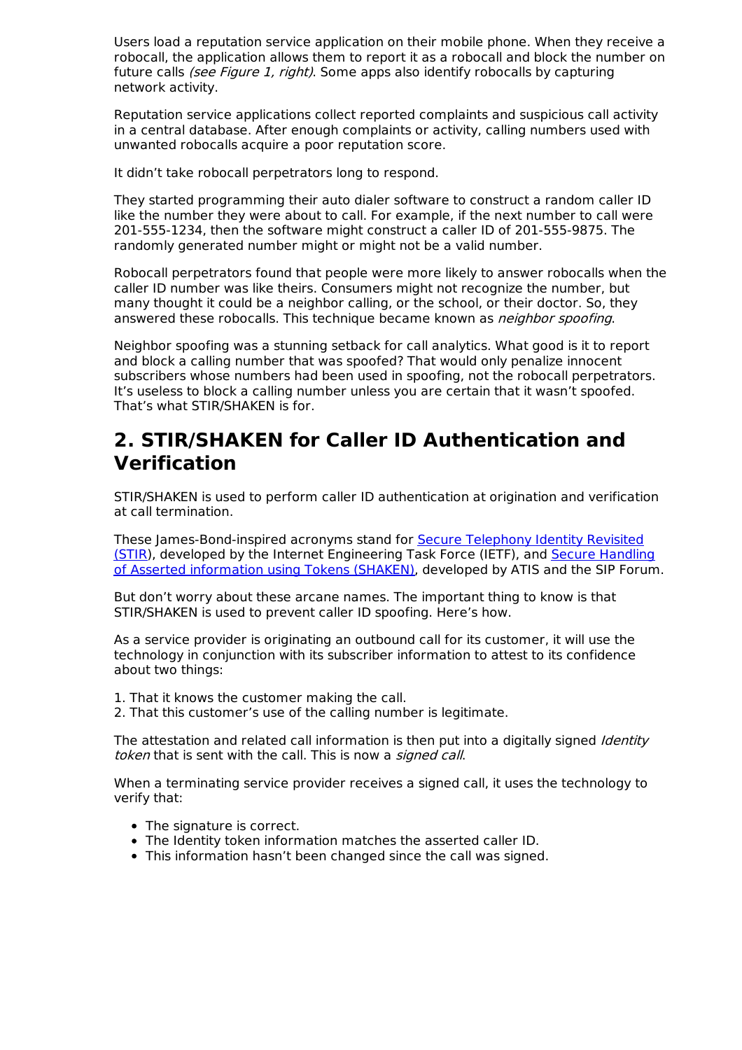Users load a reputation service application on their mobile phone. When they receive a robocall, the application allows them to report it as a robocall and block the number on future calls *(see Figure 1, right)*. Some apps also identify robocalls by capturing network activity.

Reputation service applications collect reported complaints and suspicious call activity in a central database. After enough complaints or activity, calling numbers used with unwanted robocalls acquire a poor reputation score.

It didn't take robocall perpetrators long to respond.

They started programming their auto dialer software to construct a random caller ID like the number they were about to call. For example, if the next number to call were 201-555-1234, then the software might construct a caller ID of 201-555-9875. The randomly generated number might or might not be a valid number.

Robocall perpetrators found that people were more likely to answer robocalls when the caller ID number was like theirs. Consumers might not recognize the number, but many thought it could be a neighbor calling, or the school, or their doctor. So, they answered these robocalls. This technique became known as *neighbor spoofing*.

Neighbor spoofing was a stunning setback for call analytics. What good is it to report and block a calling number that was spoofed? That would only penalize innocent subscribers whose numbers had been used in spoofing, not the robocall perpetrators. It's useless to block a calling number unless you are certain that it wasn't spoofed. That's what STIR/SHAKEN is for.

## 2. STIR/SHAKEN for Caller ID Authentication and Verification

STIR/SHAKEN is used to perform caller ID authentication at origination and verification at call termination.

These James-Bond-inspired acronyms stand for Secure Telephony Identity Revisited (STIR), developed by the Internet Engineering Task Force (IETF), and Secure Handling of Asserted information using Tokens (SHAKEN), developed by ATIS and the SIP Forum.

But don't worry about these arcane names. The important thing to know is that STIR/SHAKEN is used to prevent caller ID spoofing. Here's how.

As a service provider is originating an outbound call for its customer, it will use the technology in conjunction with its subscriber information to attest to its confidence about two things:

1. That it knows the customer making the call.
2. That this customer's use of the calling number is legitimate.

The attestation and related call information is then put into a digitally signed *Identity token* that is sent with the call. This is now a *signed call*.

When a terminating service provider receives a signed call, it uses the technology to verify that:

- The signature is correct.
- The Identity token information matches the asserted caller ID.
- This information hasn't been changed since the call was signed.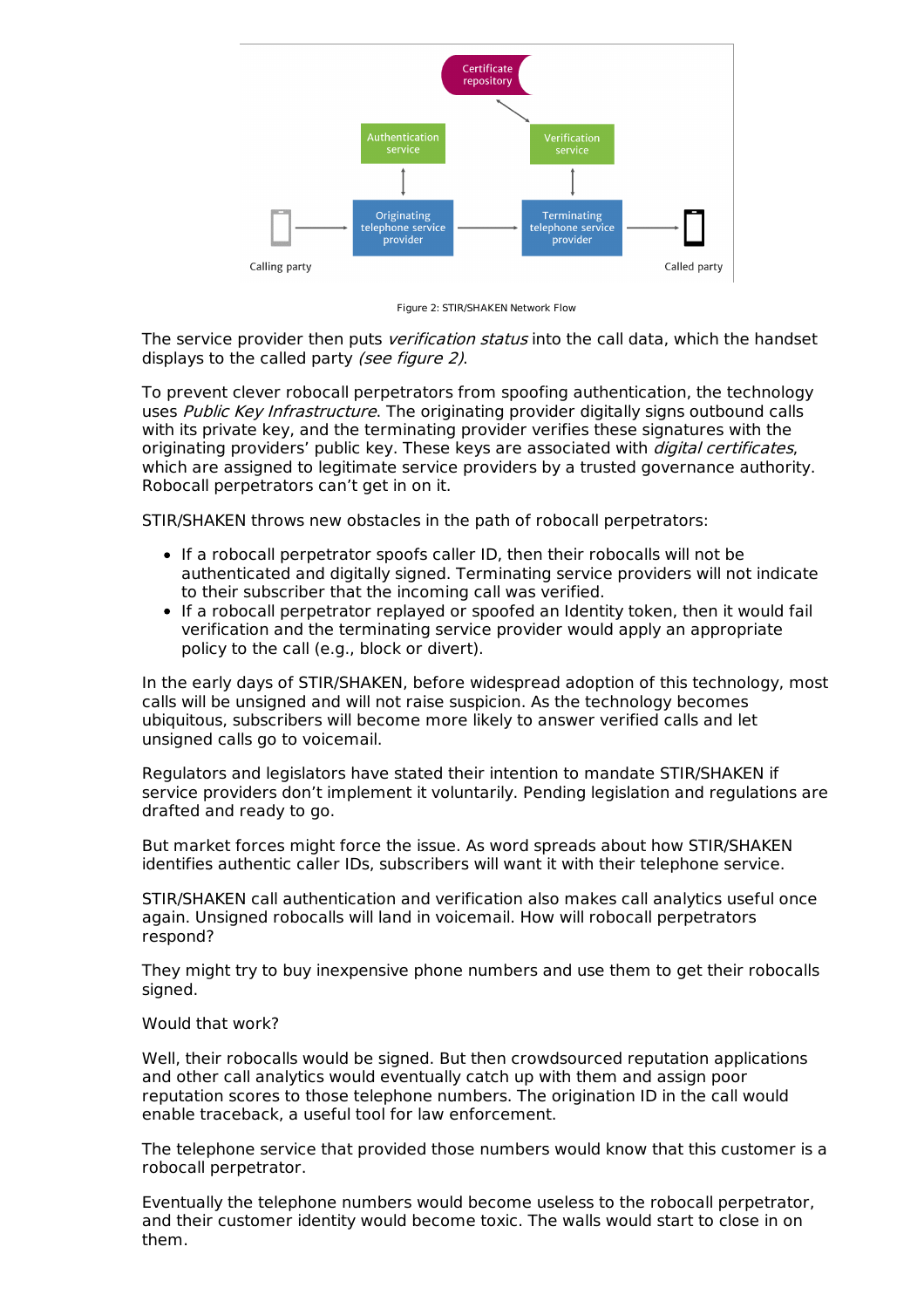Figure 2: STIR/SHAKEN Network Flow

The service provider then puts *verification status* into the call data, which the handset displays to the called party *(see figure 2)*.

To prevent clever robocall perpetrators from spoofing authentication, the technology uses *Public Key Infrastructure*. The originating provider digitally signs outbound calls with its private key, and the terminating provider verifies these signatures with the originating providers' public key. These keys are associated with *digital certificates*, which are assigned to legitimate service providers by a trusted governance authority. Robocall perpetrators can't get in on it.

STIR/SHAKEN throws new obstacles in the path of robocall perpetrators:

- If a robocall perpetrator spoofs caller ID, then their robocalls will not be authenticated and digitally signed. Terminating service providers will not indicate to their subscriber that the incoming call was verified.
- If a robocall perpetrator replayed or spoofed an Identity token, then it would fail verification and the terminating service provider would apply an appropriate policy to the call (e.g., block or divert).

In the early days of STIR/SHAKEN, before widespread adoption of this technology, most calls will be unsigned and will not raise suspicion. As the technology becomes ubiquitous, subscribers will become more likely to answer verified calls and let unsigned calls go to voicemail.

Regulators and legislators have stated their intention to mandate STIR/SHAKEN if service providers don't implement it voluntarily. Pending legislation and regulations are drafted and ready to go.

But market forces might force the issue. As word spreads about how STIR/SHAKEN identifies authentic caller IDs, subscribers will want it with their telephone service.

STIR/SHAKEN call authentication and verification also makes call analytics useful once again. Unsigned robocalls will land in voicemail. How will robocall perpetrators respond?

They might try to buy inexpensive phone numbers and use them to get their robocalls signed.

Would that work?

Well, their robocalls would be signed. But then crowdsourced reputation applications and other call analytics would eventually catch up with them and assign poor reputation scores to those telephone numbers. The origination ID in the call would enable traceback, a useful tool for law enforcement.

The telephone service that provided those numbers would know that this customer is a robocall perpetrator.

Eventually the telephone numbers would become useless to the robocall perpetrator, and their customer identity would become toxic. The walls would start to close in on them.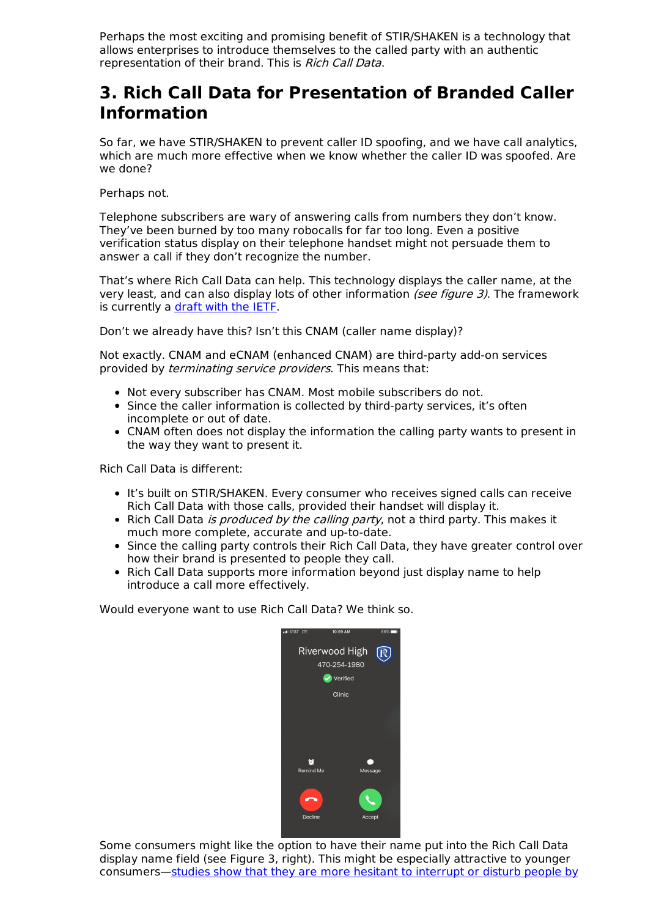Perhaps the most exciting and promising benefit of STIR/SHAKEN is a technology that allows enterprises to introduce themselves to the called party with an authentic representation of their brand. This is *Rich Call Data*.

## 3. Rich Call Data for Presentation of Branded Caller Information

So far, we have STIR/SHAKEN to prevent caller ID spoofing, and we have call analytics, which are much more effective when we know whether the caller ID was spoofed. Are we done?

Perhaps not.

Telephone subscribers are wary of answering calls from numbers they don't know. They've been burned by too many robocalls for far too long. Even a positive verification status display on their telephone handset might not persuade them to answer a call if they don't recognize the number.

That's where Rich Call Data can help. This technology displays the caller name, at the very least, and can also display lots of other information *(see figure 3)*. The framework is currently a [draft with the IETF](#).

Don't we already have this? Isn't this CNAM (caller name display)?

Not exactly. CNAM and eCNAM (enhanced CNAM) are third-party add-on services provided by *terminating service providers*. This means that:

- Not every subscriber has CNAM. Most mobile subscribers do not.
- Since the caller information is collected by third-party services, it's often incomplete or out of date.
- CNAM often does not display the information the calling party wants to present in the way they want to present it.

Rich Call Data is different:

- It's built on STIR/SHAKEN. Every consumer who receives signed calls can receive Rich Call Data with those calls, provided their handset will display it.
- Rich Call Data *is produced by the calling party*, not a third party. This makes it much more complete, accurate and up-to-date.
- Since the calling party controls their Rich Call Data, they have greater control over how their brand is presented to people they call.
- Rich Call Data supports more information beyond just display name to help introduce a call more effectively.

Would everyone want to use Rich Call Data? We think so.

Some consumers might like the option to have their name put into the Rich Call Data display name field (see Figure 3, right). This might be especially attractive to younger consumers—[studies show that they are more hesitant to interrupt or disturb people by](#)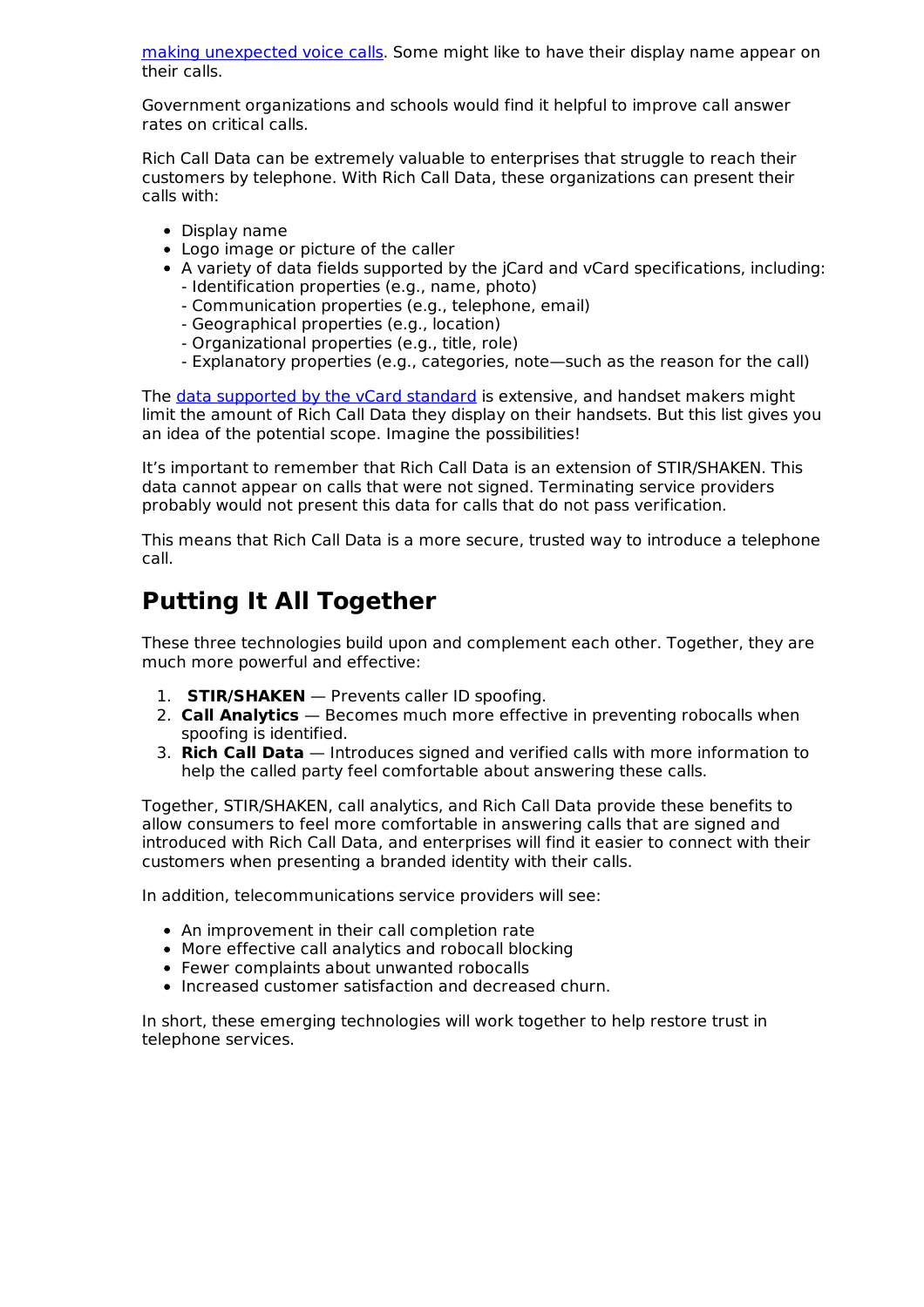making unexpected voice calls. Some might like to have their display name appear on their calls.

Government organizations and schools would find it helpful to improve call answer rates on critical calls.

Rich Call Data can be extremely valuable to enterprises that struggle to reach their customers by telephone. With Rich Call Data, these organizations can present their calls with:

- Display name
- Logo image or picture of the caller
- A variety of data fields supported by the jCard and vCard specifications, including:
  - Identification properties (e.g., name, photo)
  - Communication properties (e.g., telephone, email)
  - Geographical properties (e.g., location)
  - Organizational properties (e.g., title, role)
  - Explanatory properties (e.g., categories, note—such as the reason for the call)

The data supported by the vCard standard is extensive, and handset makers might limit the amount of Rich Call Data they display on their handsets. But this list gives you an idea of the potential scope. Imagine the possibilities!

It's important to remember that Rich Call Data is an extension of STIR/SHAKEN. This data cannot appear on calls that were not signed. Terminating service providers probably would not present this data for calls that do not pass verification.

This means that Rich Call Data is a more secure, trusted way to introduce a telephone call.

## Putting It All Together

These three technologies build upon and complement each other. Together, they are much more powerful and effective:

1. **STIR/SHAKEN** — Prevents caller ID spoofing.
2. **Call Analytics** — Becomes much more effective in preventing robocalls when spoofing is identified.
3. **Rich Call Data** — Introduces signed and verified calls with more information to help the called party feel comfortable about answering these calls.

Together, STIR/SHAKEN, call analytics, and Rich Call Data provide these benefits to allow consumers to feel more comfortable in answering calls that are signed and introduced with Rich Call Data, and enterprises will find it easier to connect with their customers when presenting a branded identity with their calls.

In addition, telecommunications service providers will see:

- An improvement in their call completion rate
- More effective call analytics and robocall blocking
- Fewer complaints about unwanted robocalls
- Increased customer satisfaction and decreased churn.

In short, these emerging technologies will work together to help restore trust in telephone services.